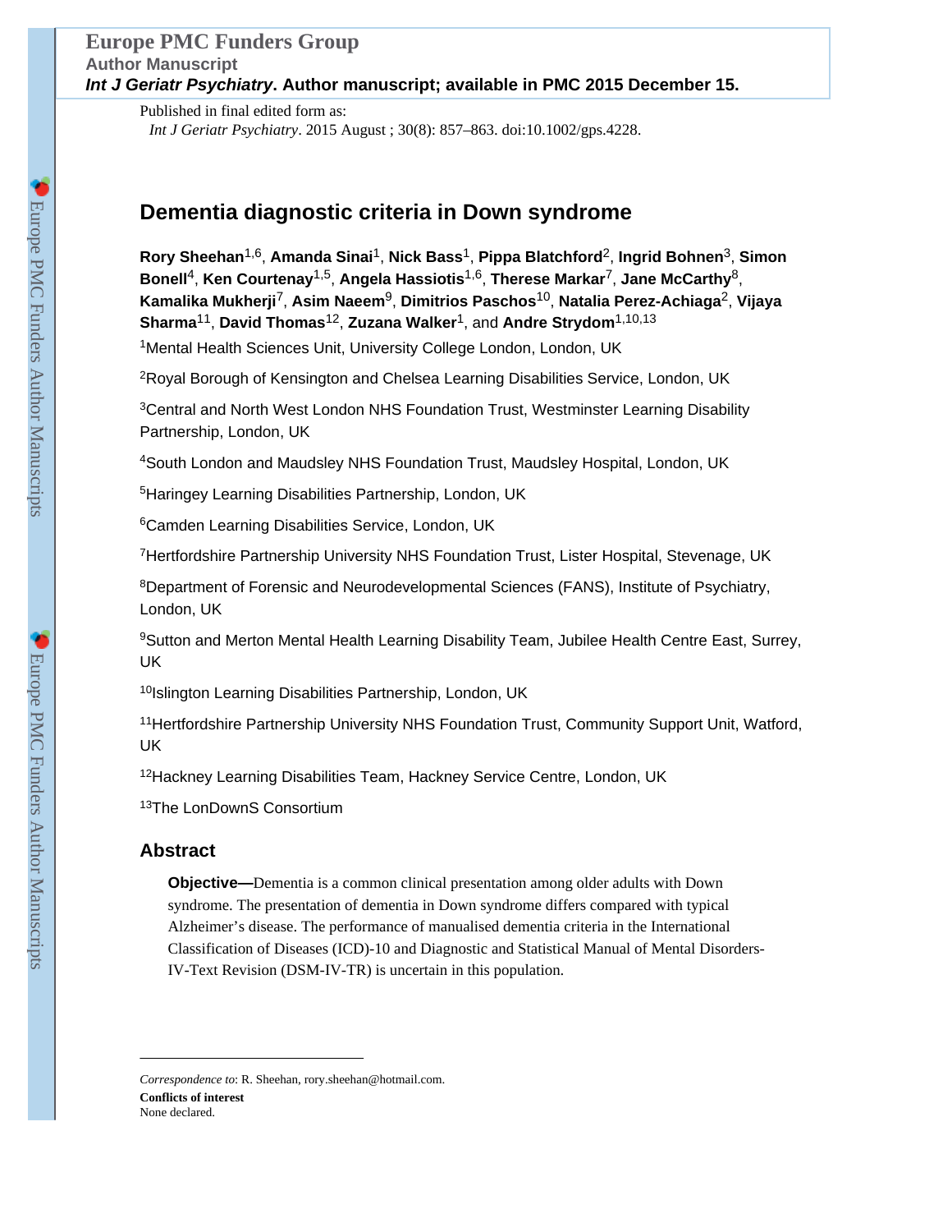Published in final edited form as:

*Int J Geriatr Psychiatry*. 2015 August ; 30(8): 857–863. doi:10.1002/gps.4228.

# Dementia diagnostic criteria in Down syndrome

**Rory Sheehan**[1,6], **Amanda Sinai**[1], **Nick Bass**[1], **Pippa Blatchford**[2], **Ingrid Bohnen**[3], **Simon Bonell**[4], **Ken Courtenay**[1,5], **Angela Hassiotis**[1,6], **Therese Markar**[7], **Jane McCarthy**[8], **Kamalika Mukherji**[7], **Asim Naeem**[9], **Dimitrios Paschos**[10], **Natalia Perez-Achiaga**[2], **Vijaya Sharma**[11], **David Thomas**[12], **Zuzana Walker**[1], and **Andre Strydom**[1,10,13]

[1]Mental Health Sciences Unit, University College London, London, UK

[2]Royal Borough of Kensington and Chelsea Learning Disabilities Service, London, UK

[3]Central and North West London NHS Foundation Trust, Westminster Learning Disability Partnership, London, UK

[4]South London and Maudsley NHS Foundation Trust, Maudsley Hospital, London, UK

[5]Haringey Learning Disabilities Partnership, London, UK

[6]Camden Learning Disabilities Service, London, UK

[7]Hertfordshire Partnership University NHS Foundation Trust, Lister Hospital, Stevenage, UK

[8]Department of Forensic and Neurodevelopmental Sciences (FANS), Institute of Psychiatry, London, UK

[9]Sutton and Merton Mental Health Learning Disability Team, Jubilee Health Centre East, Surrey, UK

[10]Islington Learning Disabilities Partnership, London, UK

[11]Hertfordshire Partnership University NHS Foundation Trust, Community Support Unit, Watford, UK

[12]Hackney Learning Disabilities Team, Hackney Service Centre, London, UK

[13]The LonDownS Consortium

## Abstract

**Objective—**Dementia is a common clinical presentation among older adults with Down syndrome. The presentation of dementia in Down syndrome differs compared with typical Alzheimer's disease. The performance of manualised dementia criteria in the International Classification of Diseases (ICD)-10 and Diagnostic and Statistical Manual of Mental Disorders-IV-Text Revision (DSM-IV-TR) is uncertain in this population.

*Correspondence to*: R. Sheehan, rory.sheehan@hotmail.com.

**Conflicts of interest**

None declared.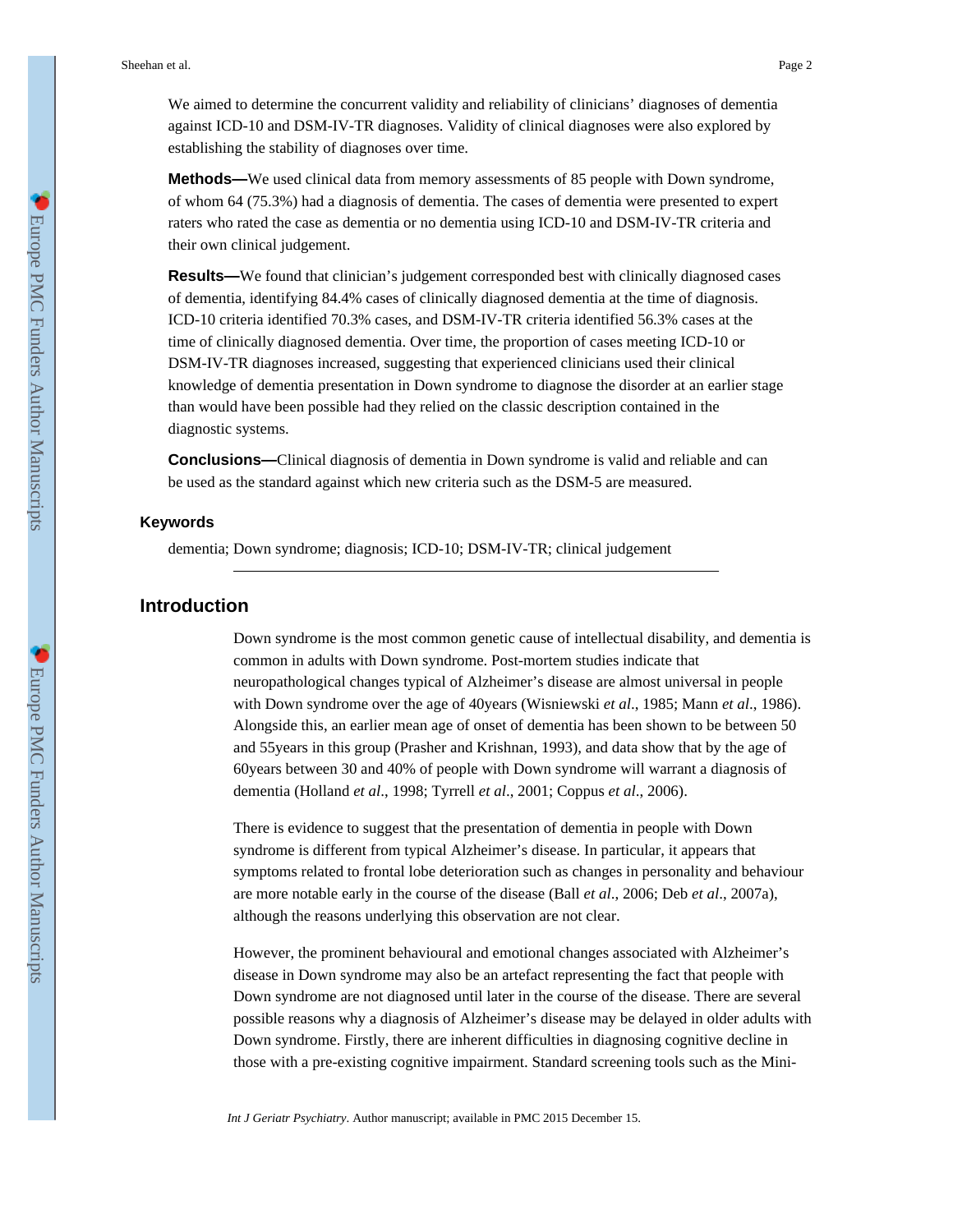We aimed to determine the concurrent validity and reliability of clinicians' diagnoses of dementia against ICD-10 and DSM-IV-TR diagnoses. Validity of clinical diagnoses were also explored by establishing the stability of diagnoses over time.

**Methods—**We used clinical data from memory assessments of 85 people with Down syndrome, of whom 64 (75.3%) had a diagnosis of dementia. The cases of dementia were presented to expert raters who rated the case as dementia or no dementia using ICD-10 and DSM-IV-TR criteria and their own clinical judgement.

**Results—**We found that clinician's judgement corresponded best with clinically diagnosed cases of dementia, identifying 84.4% cases of clinically diagnosed dementia at the time of diagnosis. ICD-10 criteria identified 70.3% cases, and DSM-IV-TR criteria identified 56.3% cases at the time of clinically diagnosed dementia. Over time, the proportion of cases meeting ICD-10 or DSM-IV-TR diagnoses increased, suggesting that experienced clinicians used their clinical knowledge of dementia presentation in Down syndrome to diagnose the disorder at an earlier stage than would have been possible had they relied on the classic description contained in the diagnostic systems.

**Conclusions—**Clinical diagnosis of dementia in Down syndrome is valid and reliable and can be used as the standard against which new criteria such as the DSM-5 are measured.

### Keywords

dementia; Down syndrome; diagnosis; ICD-10; DSM-IV-TR; clinical judgement

## Introduction

Down syndrome is the most common genetic cause of intellectual disability, and dementia is common in adults with Down syndrome. Post-mortem studies indicate that neuropathological changes typical of Alzheimer's disease are almost universal in people with Down syndrome over the age of 40years (Wisniewski *et al*., 1985; Mann *et al*., 1986). Alongside this, an earlier mean age of onset of dementia has been shown to be between 50 and 55years in this group (Prasher and Krishnan, 1993), and data show that by the age of 60years between 30 and 40% of people with Down syndrome will warrant a diagnosis of dementia (Holland *et al*., 1998; Tyrrell *et al*., 2001; Coppus *et al*., 2006).

There is evidence to suggest that the presentation of dementia in people with Down syndrome is different from typical Alzheimer's disease. In particular, it appears that symptoms related to frontal lobe deterioration such as changes in personality and behaviour are more notable early in the course of the disease (Ball *et al*., 2006; Deb *et al*., 2007a), although the reasons underlying this observation are not clear.

However, the prominent behavioural and emotional changes associated with Alzheimer's disease in Down syndrome may also be an artefact representing the fact that people with Down syndrome are not diagnosed until later in the course of the disease. There are several possible reasons why a diagnosis of Alzheimer's disease may be delayed in older adults with Down syndrome. Firstly, there are inherent difficulties in diagnosing cognitive decline in those with a pre-existing cognitive impairment. Standard screening tools such as the Mini-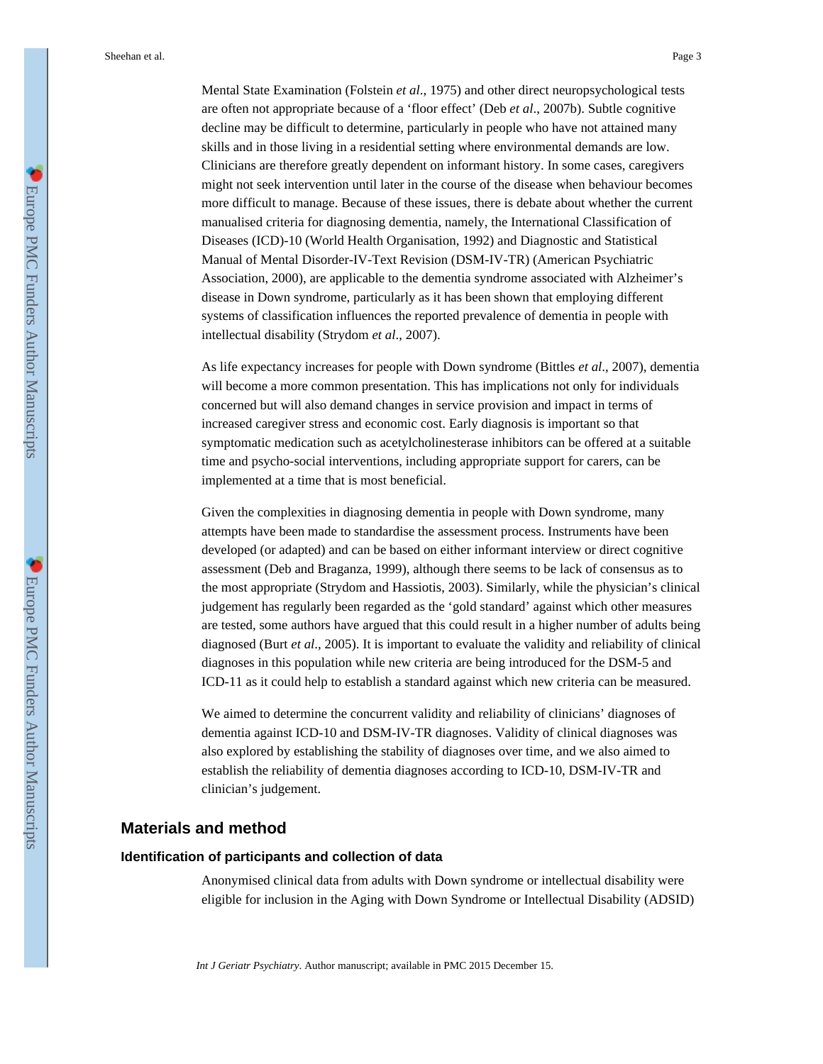Mental State Examination (Folstein *et al*., 1975) and other direct neuropsychological tests are often not appropriate because of a 'floor effect' (Deb *et al*., 2007b). Subtle cognitive decline may be difficult to determine, particularly in people who have not attained many skills and in those living in a residential setting where environmental demands are low. Clinicians are therefore greatly dependent on informant history. In some cases, caregivers might not seek intervention until later in the course of the disease when behaviour becomes more difficult to manage. Because of these issues, there is debate about whether the current manualised criteria for diagnosing dementia, namely, the International Classification of Diseases (ICD)-10 (World Health Organisation, 1992) and Diagnostic and Statistical Manual of Mental Disorder-IV-Text Revision (DSM-IV-TR) (American Psychiatric Association, 2000), are applicable to the dementia syndrome associated with Alzheimer's disease in Down syndrome, particularly as it has been shown that employing different systems of classification influences the reported prevalence of dementia in people with intellectual disability (Strydom *et al*., 2007).

As life expectancy increases for people with Down syndrome (Bittles *et al*., 2007), dementia will become a more common presentation. This has implications not only for individuals concerned but will also demand changes in service provision and impact in terms of increased caregiver stress and economic cost. Early diagnosis is important so that symptomatic medication such as acetylcholinesterase inhibitors can be offered at a suitable time and psycho-social interventions, including appropriate support for carers, can be implemented at a time that is most beneficial.

Given the complexities in diagnosing dementia in people with Down syndrome, many attempts have been made to standardise the assessment process. Instruments have been developed (or adapted) and can be based on either informant interview or direct cognitive assessment (Deb and Braganza, 1999), although there seems to be lack of consensus as to the most appropriate (Strydom and Hassiotis, 2003). Similarly, while the physician's clinical judgement has regularly been regarded as the 'gold standard' against which other measures are tested, some authors have argued that this could result in a higher number of adults being diagnosed (Burt *et al*., 2005). It is important to evaluate the validity and reliability of clinical diagnoses in this population while new criteria are being introduced for the DSM-5 and ICD-11 as it could help to establish a standard against which new criteria can be measured.

We aimed to determine the concurrent validity and reliability of clinicians' diagnoses of dementia against ICD-10 and DSM-IV-TR diagnoses. Validity of clinical diagnoses was also explored by establishing the stability of diagnoses over time, and we also aimed to establish the reliability of dementia diagnoses according to ICD-10, DSM-IV-TR and clinician's judgement.

## Materials and method

### Identification of participants and collection of data

Anonymised clinical data from adults with Down syndrome or intellectual disability were eligible for inclusion in the Aging with Down Syndrome or Intellectual Disability (ADSID)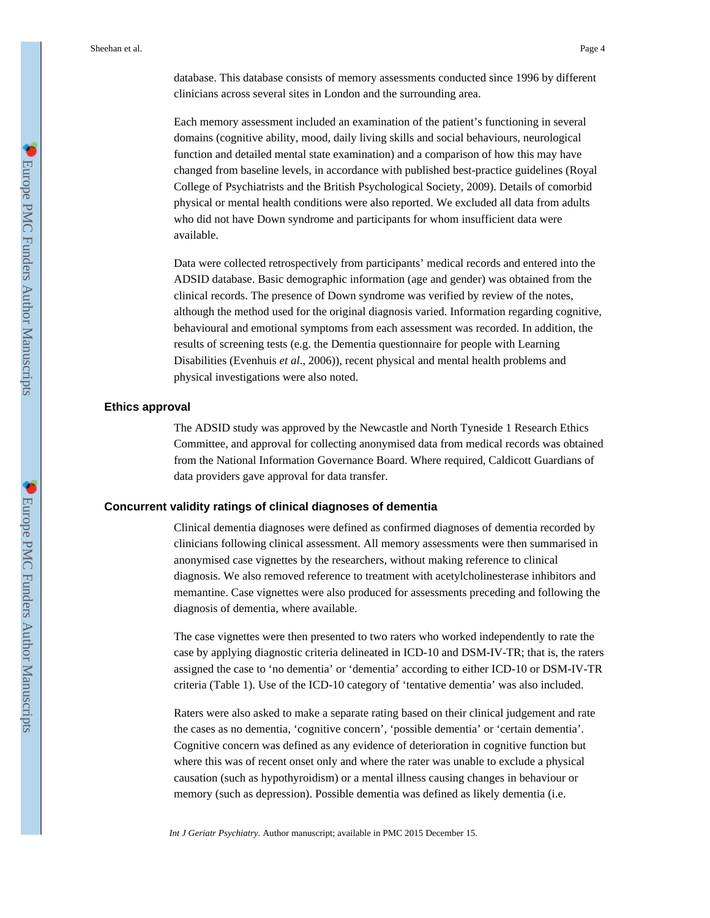database. This database consists of memory assessments conducted since 1996 by different clinicians across several sites in London and the surrounding area.

Each memory assessment included an examination of the patient's functioning in several domains (cognitive ability, mood, daily living skills and social behaviours, neurological function and detailed mental state examination) and a comparison of how this may have changed from baseline levels, in accordance with published best-practice guidelines (Royal College of Psychiatrists and the British Psychological Society, 2009). Details of comorbid physical or mental health conditions were also reported. We excluded all data from adults who did not have Down syndrome and participants for whom insufficient data were available.

Data were collected retrospectively from participants' medical records and entered into the ADSID database. Basic demographic information (age and gender) was obtained from the clinical records. The presence of Down syndrome was verified by review of the notes, although the method used for the original diagnosis varied. Information regarding cognitive, behavioural and emotional symptoms from each assessment was recorded. In addition, the results of screening tests (e.g. the Dementia questionnaire for people with Learning Disabilities (Evenhuis *et al*., 2006)), recent physical and mental health problems and physical investigations were also noted.

## Ethics approval

The ADSID study was approved by the Newcastle and North Tyneside 1 Research Ethics Committee, and approval for collecting anonymised data from medical records was obtained from the National Information Governance Board. Where required, Caldicott Guardians of data providers gave approval for data transfer.

## Concurrent validity ratings of clinical diagnoses of dementia

Clinical dementia diagnoses were defined as confirmed diagnoses of dementia recorded by clinicians following clinical assessment. All memory assessments were then summarised in anonymised case vignettes by the researchers, without making reference to clinical diagnosis. We also removed reference to treatment with acetylcholinesterase inhibitors and memantine. Case vignettes were also produced for assessments preceding and following the diagnosis of dementia, where available.

The case vignettes were then presented to two raters who worked independently to rate the case by applying diagnostic criteria delineated in ICD-10 and DSM-IV-TR; that is, the raters assigned the case to 'no dementia' or 'dementia' according to either ICD-10 or DSM-IV-TR criteria (Table 1). Use of the ICD-10 category of 'tentative dementia' was also included.

Raters were also asked to make a separate rating based on their clinical judgement and rate the cases as no dementia, 'cognitive concern', 'possible dementia' or 'certain dementia'. Cognitive concern was defined as any evidence of deterioration in cognitive function but where this was of recent onset only and where the rater was unable to exclude a physical causation (such as hypothyroidism) or a mental illness causing changes in behaviour or memory (such as depression). Possible dementia was defined as likely dementia (i.e.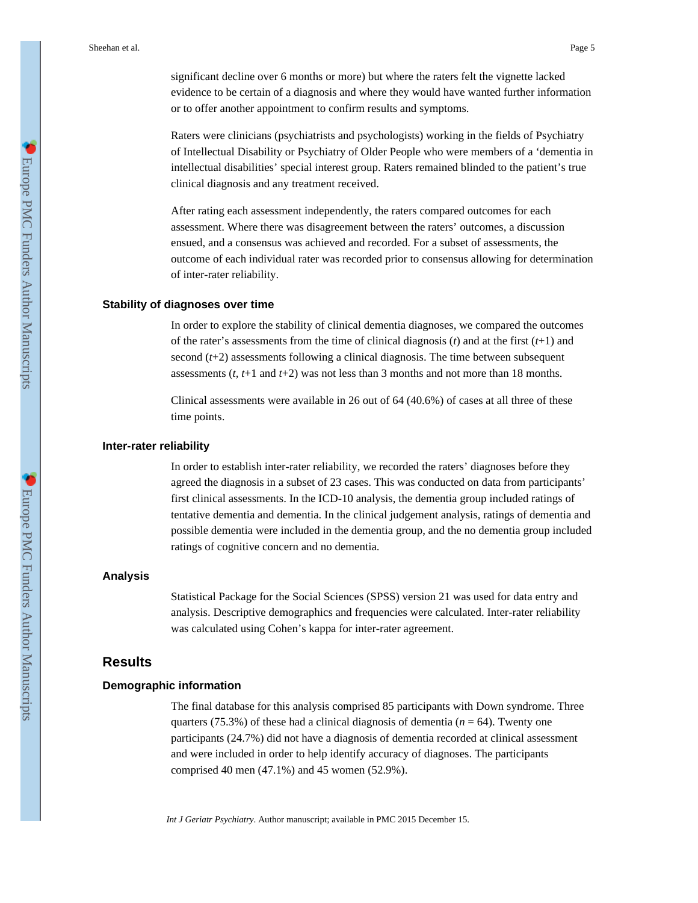significant decline over 6 months or more) but where the raters felt the vignette lacked evidence to be certain of a diagnosis and where they would have wanted further information or to offer another appointment to confirm results and symptoms.

Raters were clinicians (psychiatrists and psychologists) working in the fields of Psychiatry of Intellectual Disability or Psychiatry of Older People who were members of a 'dementia in intellectual disabilities' special interest group. Raters remained blinded to the patient's true clinical diagnosis and any treatment received.

After rating each assessment independently, the raters compared outcomes for each assessment. Where there was disagreement between the raters' outcomes, a discussion ensued, and a consensus was achieved and recorded. For a subset of assessments, the outcome of each individual rater was recorded prior to consensus allowing for determination of inter-rater reliability.

### Stability of diagnoses over time

In order to explore the stability of clinical dementia diagnoses, we compared the outcomes of the rater's assessments from the time of clinical diagnosis ($t$) and at the first ($t$+1) and second ($t$+2) assessments following a clinical diagnosis. The time between subsequent assessments ($t$, $t$+1 and $t$+2) was not less than 3 months and not more than 18 months.

Clinical assessments were available in 26 out of 64 (40.6%) of cases at all three of these time points.

### Inter-rater reliability

In order to establish inter-rater reliability, we recorded the raters' diagnoses before they agreed the diagnosis in a subset of 23 cases. This was conducted on data from participants' first clinical assessments. In the ICD-10 analysis, the dementia group included ratings of tentative dementia and dementia. In the clinical judgement analysis, ratings of dementia and possible dementia were included in the dementia group, and the no dementia group included ratings of cognitive concern and no dementia.

### Analysis

Statistical Package for the Social Sciences (SPSS) version 21 was used for data entry and analysis. Descriptive demographics and frequencies were calculated. Inter-rater reliability was calculated using Cohen's kappa for inter-rater agreement.

## Results

### Demographic information

The final database for this analysis comprised 85 participants with Down syndrome. Three quarters (75.3%) of these had a clinical diagnosis of dementia ($n$ = 64). Twenty one participants (24.7%) did not have a diagnosis of dementia recorded at clinical assessment and were included in order to help identify accuracy of diagnoses. The participants comprised 40 men (47.1%) and 45 women (52.9%).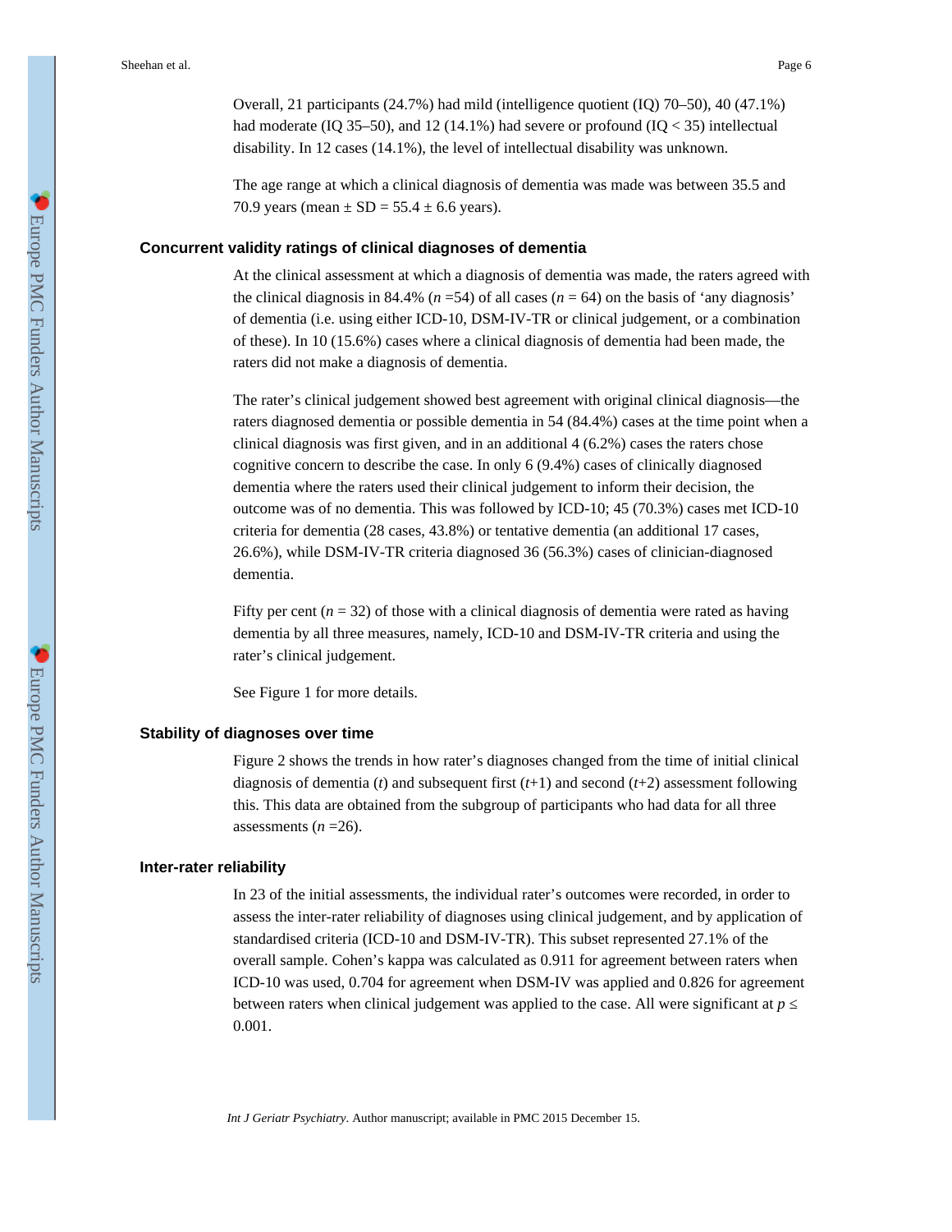Overall, 21 participants (24.7%) had mild (intelligence quotient (IQ) 70–50), 40 (47.1%) had moderate (IQ 35–50), and 12 (14.1%) had severe or profound (IQ < 35) intellectual disability. In 12 cases (14.1%), the level of intellectual disability was unknown.

The age range at which a clinical diagnosis of dementia was made was between 35.5 and 70.9 years (mean ± SD = 55.4 ± 6.6 years).

### Concurrent validity ratings of clinical diagnoses of dementia

At the clinical assessment at which a diagnosis of dementia was made, the raters agreed with the clinical diagnosis in 84.4% ($n$ =54) of all cases ($n$ = 64) on the basis of 'any diagnosis' of dementia (i.e. using either ICD-10, DSM-IV-TR or clinical judgement, or a combination of these). In 10 (15.6%) cases where a clinical diagnosis of dementia had been made, the raters did not make a diagnosis of dementia.

The rater's clinical judgement showed best agreement with original clinical diagnosis—the raters diagnosed dementia or possible dementia in 54 (84.4%) cases at the time point when a clinical diagnosis was first given, and in an additional 4 (6.2%) cases the raters chose cognitive concern to describe the case. In only 6 (9.4%) cases of clinically diagnosed dementia where the raters used their clinical judgement to inform their decision, the outcome was of no dementia. This was followed by ICD-10; 45 (70.3%) cases met ICD-10 criteria for dementia (28 cases, 43.8%) or tentative dementia (an additional 17 cases, 26.6%), while DSM-IV-TR criteria diagnosed 36 (56.3%) cases of clinician-diagnosed dementia.

Fifty per cent ($n$ = 32) of those with a clinical diagnosis of dementia were rated as having dementia by all three measures, namely, ICD-10 and DSM-IV-TR criteria and using the rater's clinical judgement.

See Figure 1 for more details.

### Stability of diagnoses over time

Figure 2 shows the trends in how rater's diagnoses changed from the time of initial clinical diagnosis of dementia ($t$) and subsequent first ($t$+1) and second ($t$+2) assessment following this. This data are obtained from the subgroup of participants who had data for all three assessments ($n$ =26).

### Inter-rater reliability

In 23 of the initial assessments, the individual rater's outcomes were recorded, in order to assess the inter-rater reliability of diagnoses using clinical judgement, and by application of standardised criteria (ICD-10 and DSM-IV-TR). This subset represented 27.1% of the overall sample. Cohen's kappa was calculated as 0.911 for agreement between raters when ICD-10 was used, 0.704 for agreement when DSM-IV was applied and 0.826 for agreement between raters when clinical judgement was applied to the case. All were significant at $p \leq 0.001$.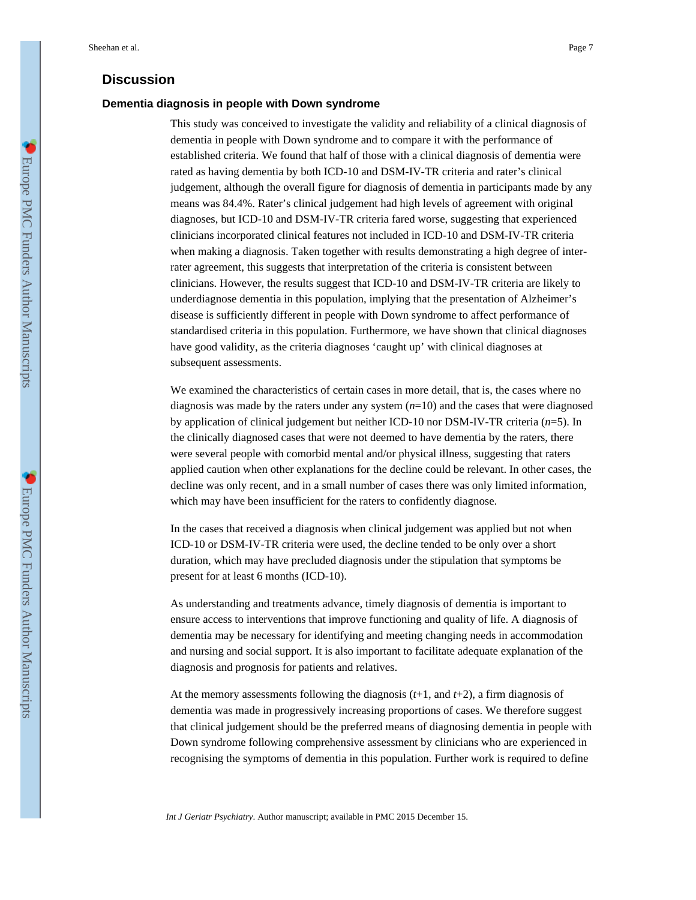## Discussion

### Dementia diagnosis in people with Down syndrome

This study was conceived to investigate the validity and reliability of a clinical diagnosis of dementia in people with Down syndrome and to compare it with the performance of established criteria. We found that half of those with a clinical diagnosis of dementia were rated as having dementia by both ICD-10 and DSM-IV-TR criteria and rater's clinical judgement, although the overall figure for diagnosis of dementia in participants made by any means was 84.4%. Rater's clinical judgement had high levels of agreement with original diagnoses, but ICD-10 and DSM-IV-TR criteria fared worse, suggesting that experienced clinicians incorporated clinical features not included in ICD-10 and DSM-IV-TR criteria when making a diagnosis. Taken together with results demonstrating a high degree of inter-rater agreement, this suggests that interpretation of the criteria is consistent between clinicians. However, the results suggest that ICD-10 and DSM-IV-TR criteria are likely to underdiagnose dementia in this population, implying that the presentation of Alzheimer's disease is sufficiently different in people with Down syndrome to affect performance of standardised criteria in this population. Furthermore, we have shown that clinical diagnoses have good validity, as the criteria diagnoses 'caught up' with clinical diagnoses at subsequent assessments.

We examined the characteristics of certain cases in more detail, that is, the cases where no diagnosis was made by the raters under any system ($n$=10) and the cases that were diagnosed by application of clinical judgement but neither ICD-10 nor DSM-IV-TR criteria ($n$=5). In the clinically diagnosed cases that were not deemed to have dementia by the raters, there were several people with comorbid mental and/or physical illness, suggesting that raters applied caution when other explanations for the decline could be relevant. In other cases, the decline was only recent, and in a small number of cases there was only limited information, which may have been insufficient for the raters to confidently diagnose.

In the cases that received a diagnosis when clinical judgement was applied but not when ICD-10 or DSM-IV-TR criteria were used, the decline tended to be only over a short duration, which may have precluded diagnosis under the stipulation that symptoms be present for at least 6 months (ICD-10).

As understanding and treatments advance, timely diagnosis of dementia is important to ensure access to interventions that improve functioning and quality of life. A diagnosis of dementia may be necessary for identifying and meeting changing needs in accommodation and nursing and social support. It is also important to facilitate adequate explanation of the diagnosis and prognosis for patients and relatives.

At the memory assessments following the diagnosis ($t$+1, and $t$+2), a firm diagnosis of dementia was made in progressively increasing proportions of cases. We therefore suggest that clinical judgement should be the preferred means of diagnosing dementia in people with Down syndrome following comprehensive assessment by clinicians who are experienced in recognising the symptoms of dementia in this population. Further work is required to define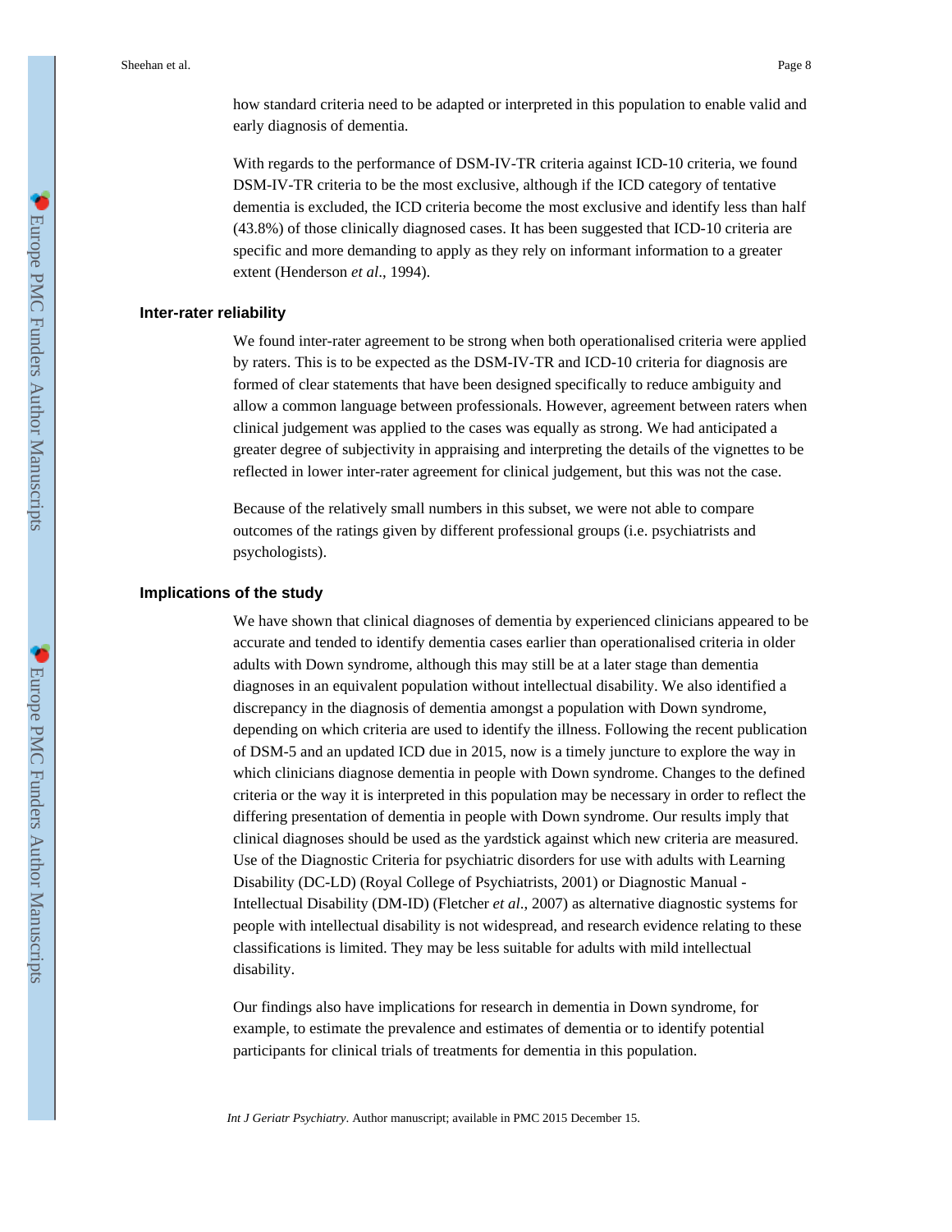how standard criteria need to be adapted or interpreted in this population to enable valid and early diagnosis of dementia.

With regards to the performance of DSM-IV-TR criteria against ICD-10 criteria, we found DSM-IV-TR criteria to be the most exclusive, although if the ICD category of tentative dementia is excluded, the ICD criteria become the most exclusive and identify less than half (43.8%) of those clinically diagnosed cases. It has been suggested that ICD-10 criteria are specific and more demanding to apply as they rely on informant information to a greater extent (Henderson *et al*., 1994).

### Inter-rater reliability

We found inter-rater agreement to be strong when both operationalised criteria were applied by raters. This is to be expected as the DSM-IV-TR and ICD-10 criteria for diagnosis are formed of clear statements that have been designed specifically to reduce ambiguity and allow a common language between professionals. However, agreement between raters when clinical judgement was applied to the cases was equally as strong. We had anticipated a greater degree of subjectivity in appraising and interpreting the details of the vignettes to be reflected in lower inter-rater agreement for clinical judgement, but this was not the case.

Because of the relatively small numbers in this subset, we were not able to compare outcomes of the ratings given by different professional groups (i.e. psychiatrists and psychologists).

### Implications of the study

We have shown that clinical diagnoses of dementia by experienced clinicians appeared to be accurate and tended to identify dementia cases earlier than operationalised criteria in older adults with Down syndrome, although this may still be at a later stage than dementia diagnoses in an equivalent population without intellectual disability. We also identified a discrepancy in the diagnosis of dementia amongst a population with Down syndrome, depending on which criteria are used to identify the illness. Following the recent publication of DSM-5 and an updated ICD due in 2015, now is a timely juncture to explore the way in which clinicians diagnose dementia in people with Down syndrome. Changes to the defined criteria or the way it is interpreted in this population may be necessary in order to reflect the differing presentation of dementia in people with Down syndrome. Our results imply that clinical diagnoses should be used as the yardstick against which new criteria are measured. Use of the Diagnostic Criteria for psychiatric disorders for use with adults with Learning Disability (DC-LD) (Royal College of Psychiatrists, 2001) or Diagnostic Manual - Intellectual Disability (DM-ID) (Fletcher *et al*., 2007) as alternative diagnostic systems for people with intellectual disability is not widespread, and research evidence relating to these classifications is limited. They may be less suitable for adults with mild intellectual disability.

Our findings also have implications for research in dementia in Down syndrome, for example, to estimate the prevalence and estimates of dementia or to identify potential participants for clinical trials of treatments for dementia in this population.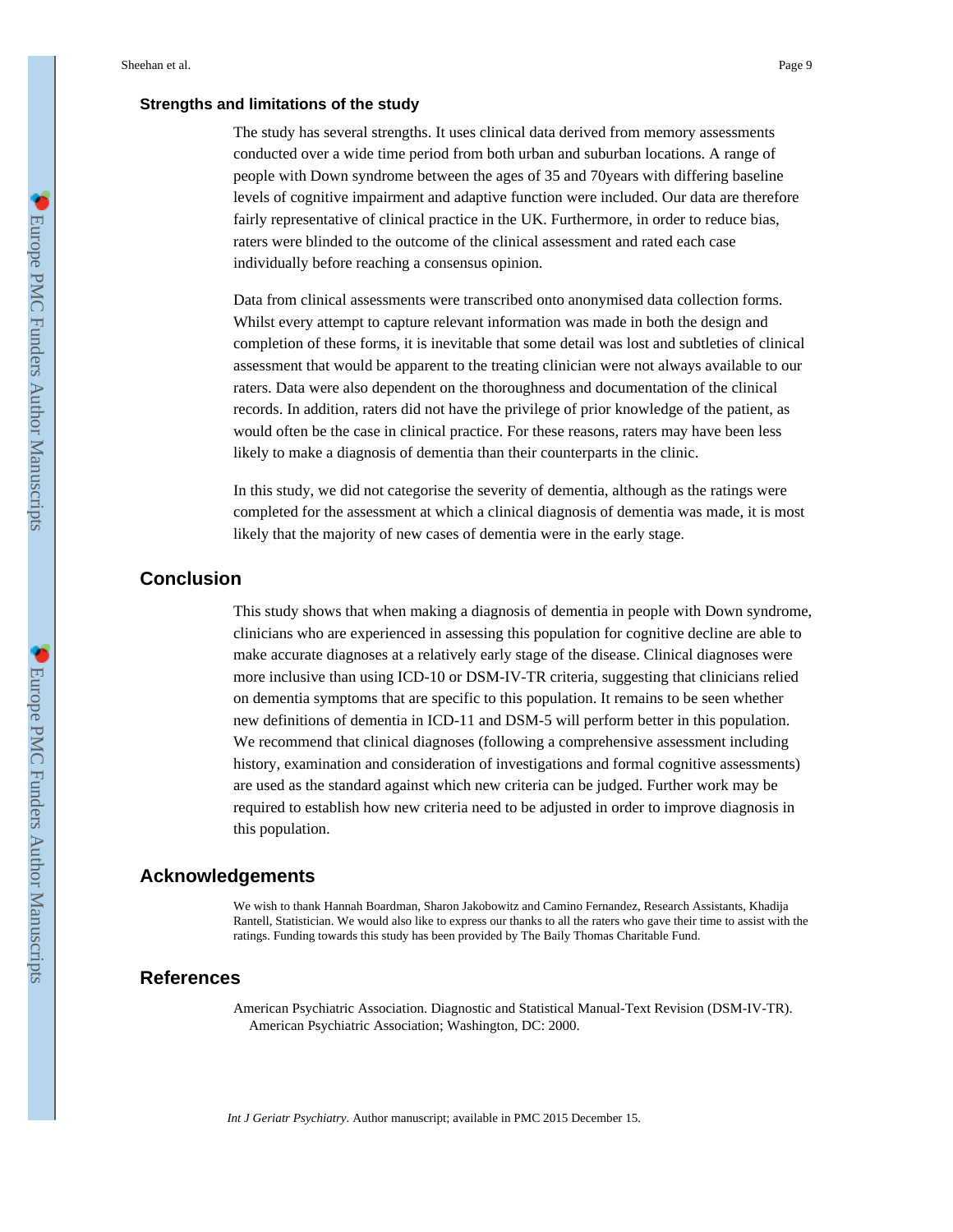### Strengths and limitations of the study

The study has several strengths. It uses clinical data derived from memory assessments conducted over a wide time period from both urban and suburban locations. A range of people with Down syndrome between the ages of 35 and 70years with differing baseline levels of cognitive impairment and adaptive function were included. Our data are therefore fairly representative of clinical practice in the UK. Furthermore, in order to reduce bias, raters were blinded to the outcome of the clinical assessment and rated each case individually before reaching a consensus opinion.

Data from clinical assessments were transcribed onto anonymised data collection forms. Whilst every attempt to capture relevant information was made in both the design and completion of these forms, it is inevitable that some detail was lost and subtleties of clinical assessment that would be apparent to the treating clinician were not always available to our raters. Data were also dependent on the thoroughness and documentation of the clinical records. In addition, raters did not have the privilege of prior knowledge of the patient, as would often be the case in clinical practice. For these reasons, raters may have been less likely to make a diagnosis of dementia than their counterparts in the clinic.

In this study, we did not categorise the severity of dementia, although as the ratings were completed for the assessment at which a clinical diagnosis of dementia was made, it is most likely that the majority of new cases of dementia were in the early stage.

## Conclusion

This study shows that when making a diagnosis of dementia in people with Down syndrome, clinicians who are experienced in assessing this population for cognitive decline are able to make accurate diagnoses at a relatively early stage of the disease. Clinical diagnoses were more inclusive than using ICD-10 or DSM-IV-TR criteria, suggesting that clinicians relied on dementia symptoms that are specific to this population. It remains to be seen whether new definitions of dementia in ICD-11 and DSM-5 will perform better in this population. We recommend that clinical diagnoses (following a comprehensive assessment including history, examination and consideration of investigations and formal cognitive assessments) are used as the standard against which new criteria can be judged. Further work may be required to establish how new criteria need to be adjusted in order to improve diagnosis in this population.

## Acknowledgements

We wish to thank Hannah Boardman, Sharon Jakobowitz and Camino Fernandez, Research Assistants, Khadija Rantell, Statistician. We would also like to express our thanks to all the raters who gave their time to assist with the ratings. Funding towards this study has been provided by The Baily Thomas Charitable Fund.

## References

American Psychiatric Association. Diagnostic and Statistical Manual-Text Revision (DSM-IV-TR). American Psychiatric Association; Washington, DC: 2000.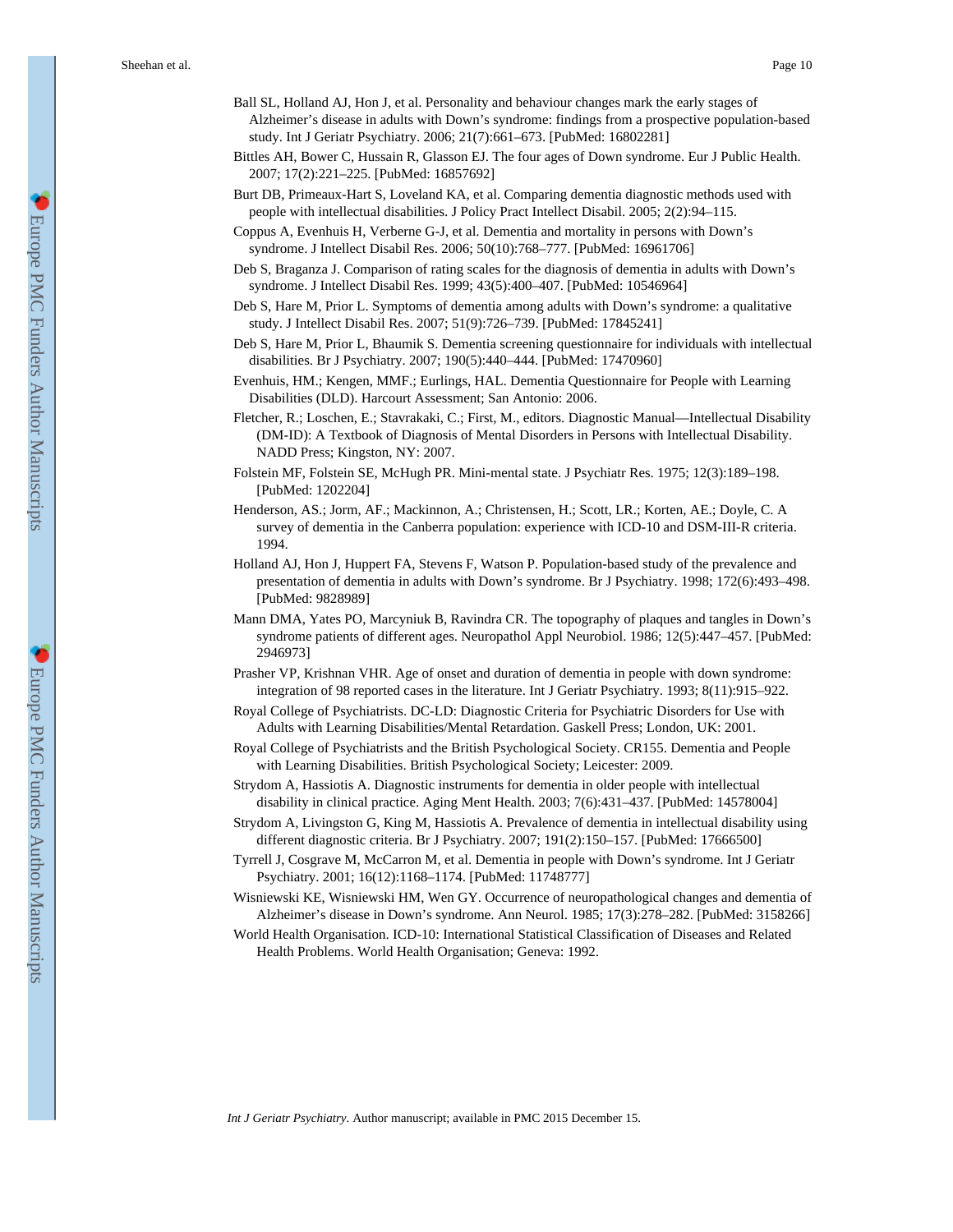Ball SL, Holland AJ, Hon J, et al. Personality and behaviour changes mark the early stages of Alzheimer's disease in adults with Down's syndrome: findings from a prospective population-based study. Int J Geriatr Psychiatry. 2006; 21(7):661–673. [PubMed: 16802281]

Bittles AH, Bower C, Hussain R, Glasson EJ. The four ages of Down syndrome. Eur J Public Health. 2007; 17(2):221–225. [PubMed: 16857692]

Burt DB, Primeaux-Hart S, Loveland KA, et al. Comparing dementia diagnostic methods used with people with intellectual disabilities. J Policy Pract Intellect Disabil. 2005; 2(2):94–115.

Coppus A, Evenhuis H, Verberne G-J, et al. Dementia and mortality in persons with Down's syndrome. J Intellect Disabil Res. 2006; 50(10):768–777. [PubMed: 16961706]

Deb S, Braganza J. Comparison of rating scales for the diagnosis of dementia in adults with Down's syndrome. J Intellect Disabil Res. 1999; 43(5):400–407. [PubMed: 10546964]

Deb S, Hare M, Prior L. Symptoms of dementia among adults with Down's syndrome: a qualitative study. J Intellect Disabil Res. 2007; 51(9):726–739. [PubMed: 17845241]

Deb S, Hare M, Prior L, Bhaumik S. Dementia screening questionnaire for individuals with intellectual disabilities. Br J Psychiatry. 2007; 190(5):440–444. [PubMed: 17470960]

Evenhuis, HM.; Kengen, MMF.; Eurlings, HAL. Dementia Questionnaire for People with Learning Disabilities (DLD). Harcourt Assessment; San Antonio: 2006.

Fletcher, R.; Loschen, E.; Stavrakaki, C.; First, M., editors. Diagnostic Manual—Intellectual Disability (DM-ID): A Textbook of Diagnosis of Mental Disorders in Persons with Intellectual Disability. NADD Press; Kingston, NY: 2007.

Folstein MF, Folstein SE, McHugh PR. Mini-mental state. J Psychiatr Res. 1975; 12(3):189–198. [PubMed: 1202204]

Henderson, AS.; Jorm, AF.; Mackinnon, A.; Christensen, H.; Scott, LR.; Korten, AE.; Doyle, C. A survey of dementia in the Canberra population: experience with ICD-10 and DSM-III-R criteria. 1994.

Holland AJ, Hon J, Huppert FA, Stevens F, Watson P. Population-based study of the prevalence and presentation of dementia in adults with Down's syndrome. Br J Psychiatry. 1998; 172(6):493–498. [PubMed: 9828989]

Mann DMA, Yates PO, Marcyniuk B, Ravindra CR. The topography of plaques and tangles in Down's syndrome patients of different ages. Neuropathol Appl Neurobiol. 1986; 12(5):447–457. [PubMed: 2946973]

Prasher VP, Krishnan VHR. Age of onset and duration of dementia in people with down syndrome: integration of 98 reported cases in the literature. Int J Geriatr Psychiatry. 1993; 8(11):915–922.

Royal College of Psychiatrists. DC-LD: Diagnostic Criteria for Psychiatric Disorders for Use with Adults with Learning Disabilities/Mental Retardation. Gaskell Press; London, UK: 2001.

Royal College of Psychiatrists and the British Psychological Society. CR155. Dementia and People with Learning Disabilities. British Psychological Society; Leicester: 2009.

Strydom A, Hassiotis A. Diagnostic instruments for dementia in older people with intellectual disability in clinical practice. Aging Ment Health. 2003; 7(6):431–437. [PubMed: 14578004]

Strydom A, Livingston G, King M, Hassiotis A. Prevalence of dementia in intellectual disability using different diagnostic criteria. Br J Psychiatry. 2007; 191(2):150–157. [PubMed: 17666500]

Tyrrell J, Cosgrave M, McCarron M, et al. Dementia in people with Down's syndrome. Int J Geriatr Psychiatry. 2001; 16(12):1168–1174. [PubMed: 11748777]

Wisniewski KE, Wisniewski HM, Wen GY. Occurrence of neuropathological changes and dementia of Alzheimer's disease in Down's syndrome. Ann Neurol. 1985; 17(3):278–282. [PubMed: 3158266]

World Health Organisation. ICD-10: International Statistical Classification of Diseases and Related Health Problems. World Health Organisation; Geneva: 1992.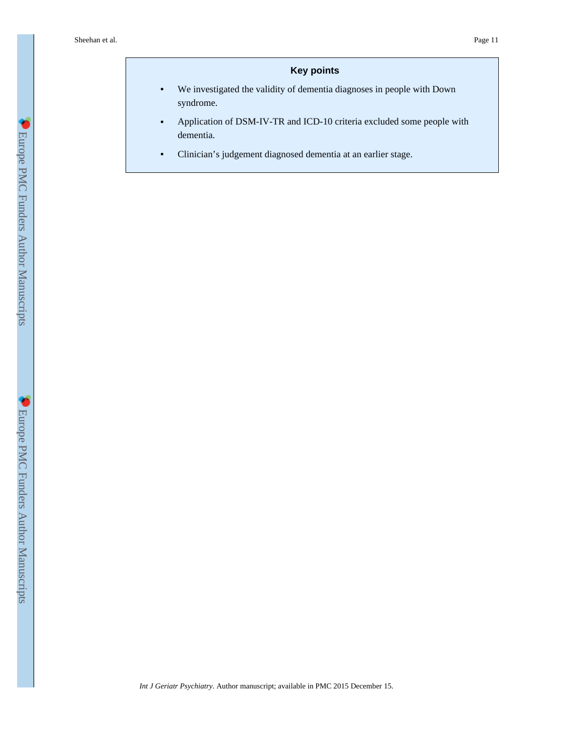### Key points

- We investigated the validity of dementia diagnoses in people with Down syndrome.
- Application of DSM-IV-TR and ICD-10 criteria excluded some people with dementia.
- Clinician's judgement diagnosed dementia at an earlier stage.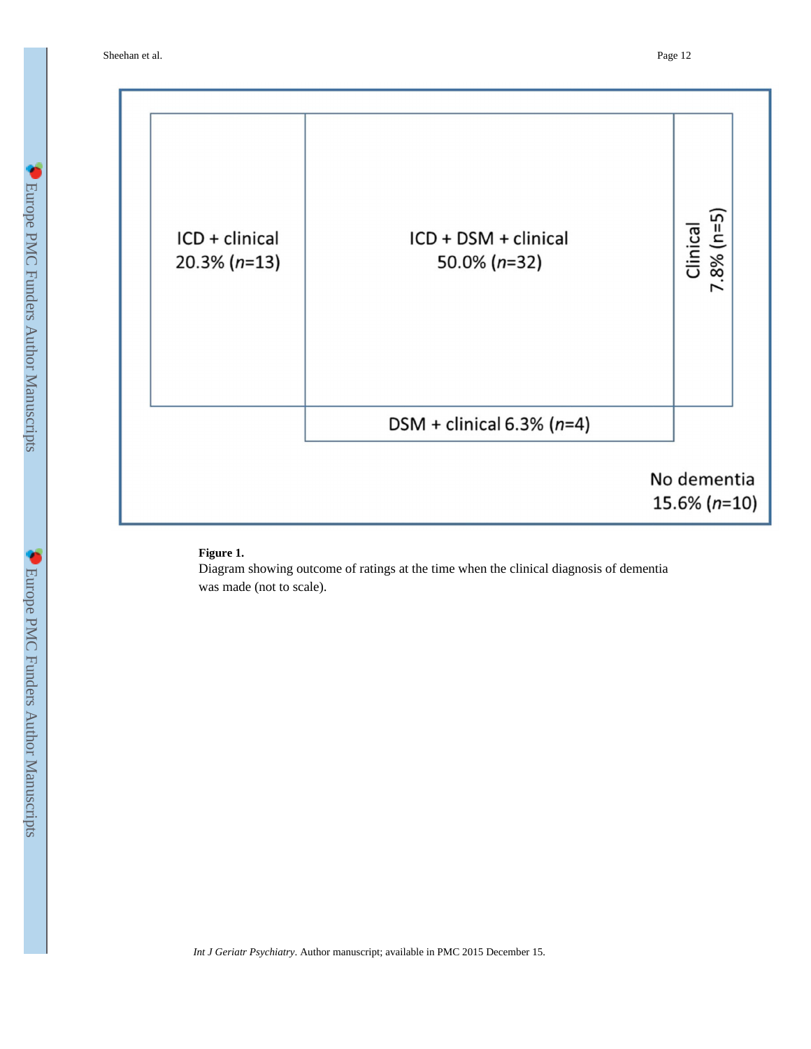ICD + clinical
20.3% (*n*=13)

ICD + DSM + clinical
50.0% (*n*=32)

Clinical
7.8% (n=5)

DSM + clinical 6.3% (*n*=4)

No dementia
15.6% (*n*=10)

**Figure 1.**

Diagram showing outcome of ratings at the time when the clinical diagnosis of dementia was made (not to scale).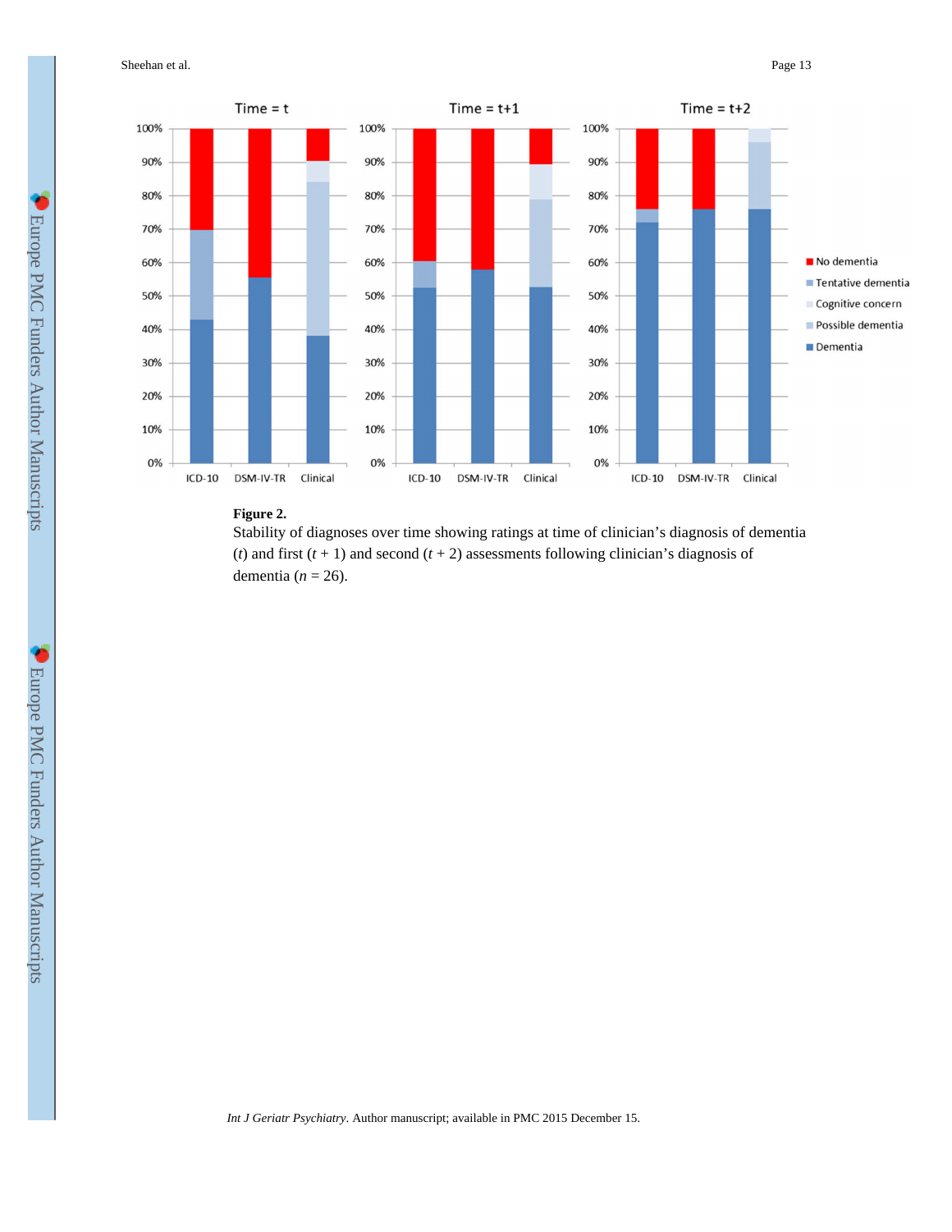**Figure 2.**

Stability of diagnoses over time showing ratings at time of clinician's diagnosis of dementia ($t$) and first ($t + 1$) and second ($t + 2$) assessments following clinician's diagnosis of dementia ($n$ = 26).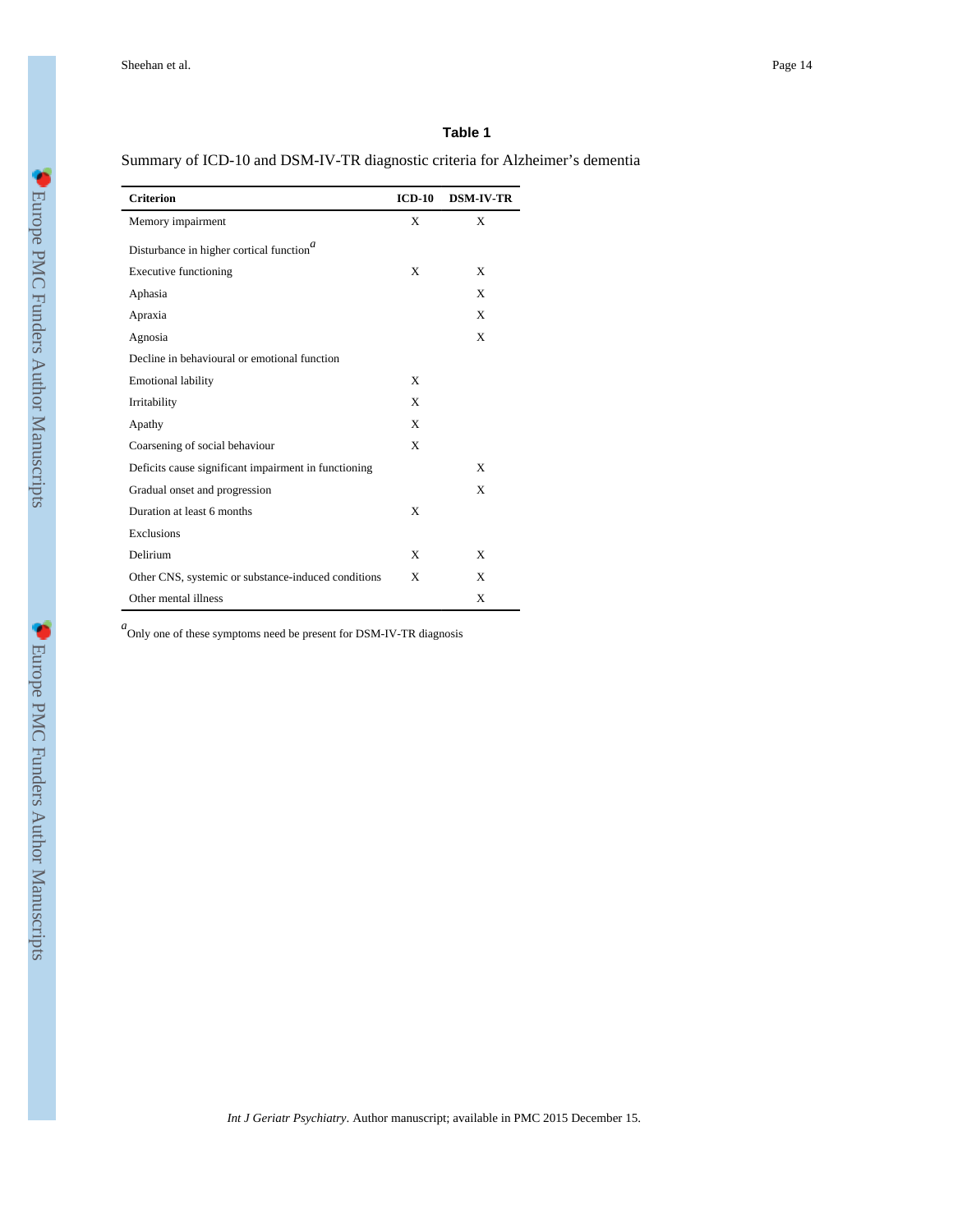**Table 1**

Summary of ICD-10 and DSM-IV-TR diagnostic criteria for Alzheimer's dementia

| Criterion | ICD-10 | DSM-IV-TR |
| --- | --- | --- |
| Memory impairment | X | X |
| Disturbance in higher cortical function[a] | | |
| Executive functioning | X | X |
| Aphasia | | X |
| Apraxia | | X |
| Agnosia | | X |
| Decline in behavioural or emotional function | | |
| Emotional lability | X | |
| Irritability | X | |
| Apathy | X | |
| Coarsening of social behaviour | X | |
| Deficits cause significant impairment in functioning | | X |
| Gradual onset and progression | | X |
| Duration at least 6 months | X | |
| Exclusions | | |
| Delirium | X | X |
| Other CNS, systemic or substance-induced conditions | X | X |
| Other mental illness | | X |

[a]Only one of these symptoms need be present for DSM-IV-TR diagnosis